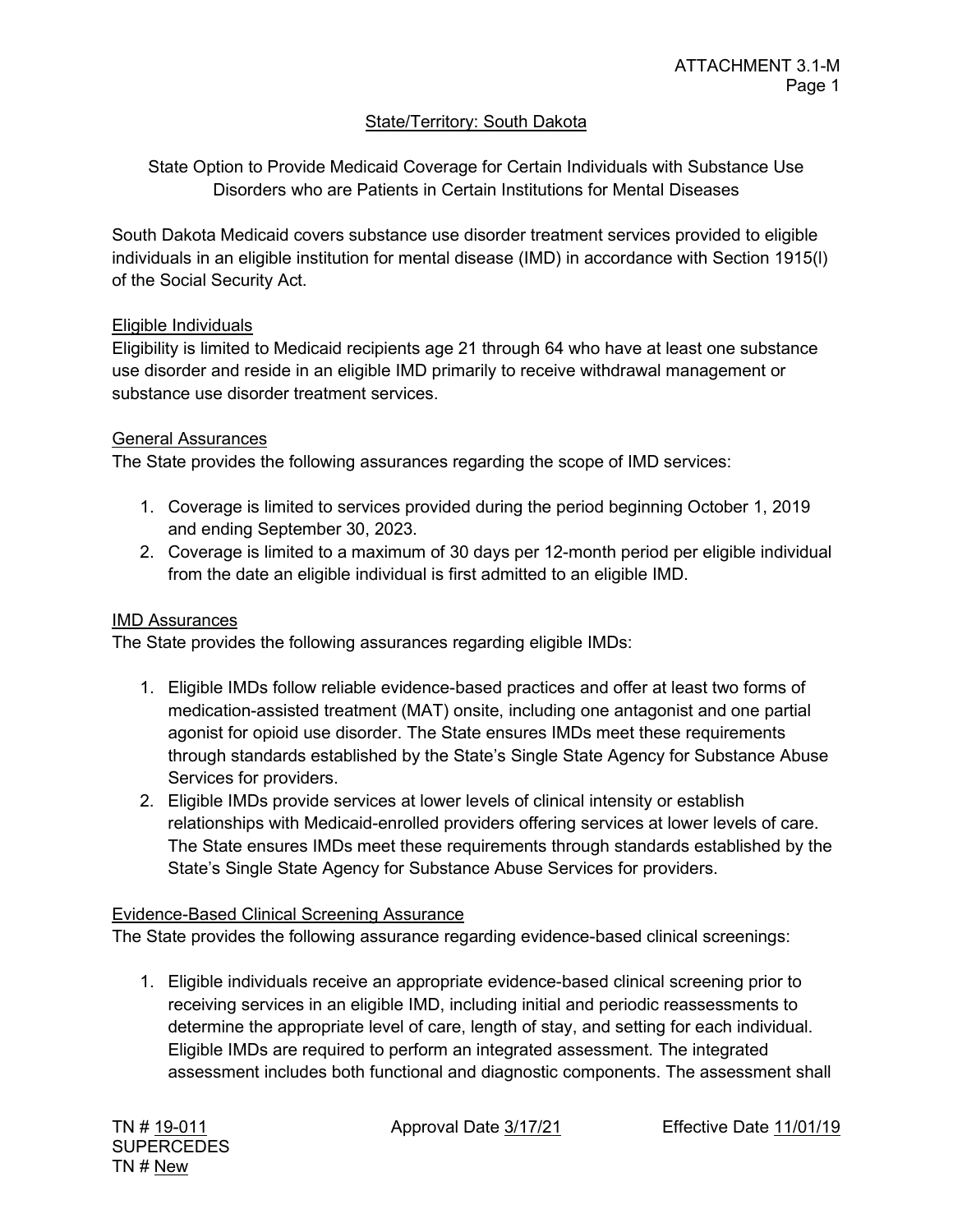State/Territory: South Dakota

# State Option to Provide Medicaid Coverage for Certain Individuals with Substance Use Disorders who are Patients in Certain Institutions for Mental Diseases

South Dakota Medicaid covers substance use disorder treatment services provided to eligible individuals in an eligible institution for mental disease (IMD) in accordance with Section 1915(l) of the Social Security Act.

## Eligible Individuals

Eligibility is limited to Medicaid recipients age 21 through 64 who have at least one substance use disorder and reside in an eligible IMD primarily to receive withdrawal management or substance use disorder treatment services.

## General Assurances

The State provides the following assurances regarding the scope of IMD services:

1. Coverage is limited to services provided during the period beginning October 1, 2019 and ending September 30, 2023.
2. Coverage is limited to a maximum of 30 days per 12-month period per eligible individual from the date an eligible individual is first admitted to an eligible IMD.

## IMD Assurances

The State provides the following assurances regarding eligible IMDs:

1. Eligible IMDs follow reliable evidence-based practices and offer at least two forms of medication-assisted treatment (MAT) onsite, including one antagonist and one partial agonist for opioid use disorder. The State ensures IMDs meet these requirements through standards established by the State's Single State Agency for Substance Abuse Services for providers.
2. Eligible IMDs provide services at lower levels of clinical intensity or establish relationships with Medicaid-enrolled providers offering services at lower levels of care. The State ensures IMDs meet these requirements through standards established by the State's Single State Agency for Substance Abuse Services for providers.

## Evidence-Based Clinical Screening Assurance

The State provides the following assurance regarding evidence-based clinical screenings:

1. Eligible individuals receive an appropriate evidence-based clinical screening prior to receiving services in an eligible IMD, including initial and periodic reassessments to determine the appropriate level of care, length of stay, and setting for each individual. Eligible IMDs are required to perform an integrated assessment. The integrated assessment includes both functional and diagnostic components. The assessment shall

TN # 19-011 Approval Date 3/17/21 Effective Date 11/01/19
SUPERCEDES
TN # New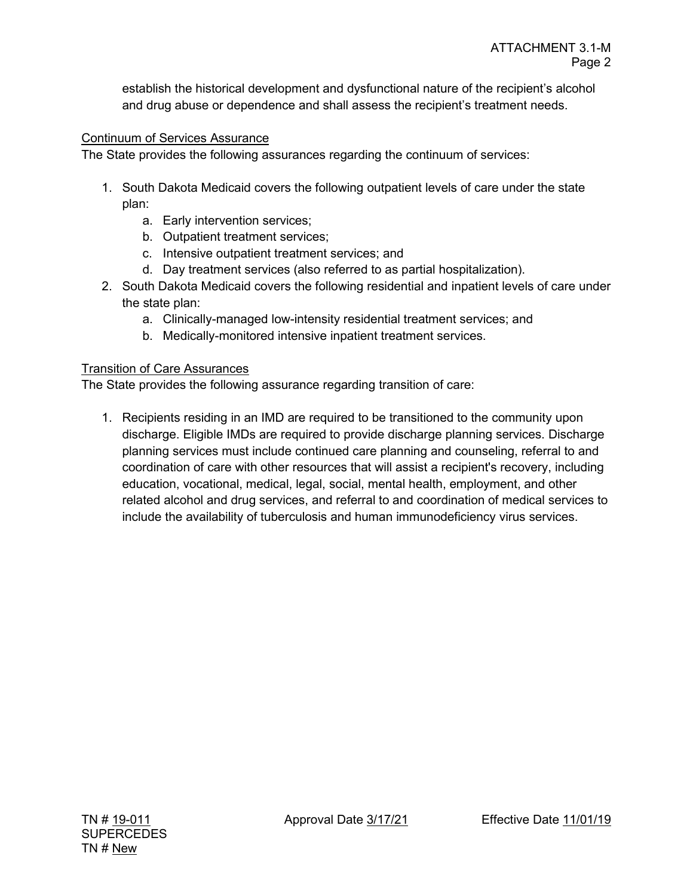establish the historical development and dysfunctional nature of the recipient's alcohol and drug abuse or dependence and shall assess the recipient's treatment needs.

Continuum of Services Assurance

The State provides the following assurances regarding the continuum of services:

1. South Dakota Medicaid covers the following outpatient levels of care under the state plan:
   a. Early intervention services;
   b. Outpatient treatment services;
   c. Intensive outpatient treatment services; and
   d. Day treatment services (also referred to as partial hospitalization).
2. South Dakota Medicaid covers the following residential and inpatient levels of care under the state plan:
   a. Clinically-managed low-intensity residential treatment services; and
   b. Medically-monitored intensive inpatient treatment services.

Transition of Care Assurances

The State provides the following assurance regarding transition of care:

1. Recipients residing in an IMD are required to be transitioned to the community upon discharge. Eligible IMDs are required to provide discharge planning services. Discharge planning services must include continued care planning and counseling, referral to and coordination of care with other resources that will assist a recipient's recovery, including education, vocational, medical, legal, social, mental health, employment, and other related alcohol and drug services, and referral to and coordination of medical services to include the availability of tuberculosis and human immunodeficiency virus services.

TN # 19-011 SUPERCEDES TN # New    Approval Date 3/17/21    Effective Date 11/01/19